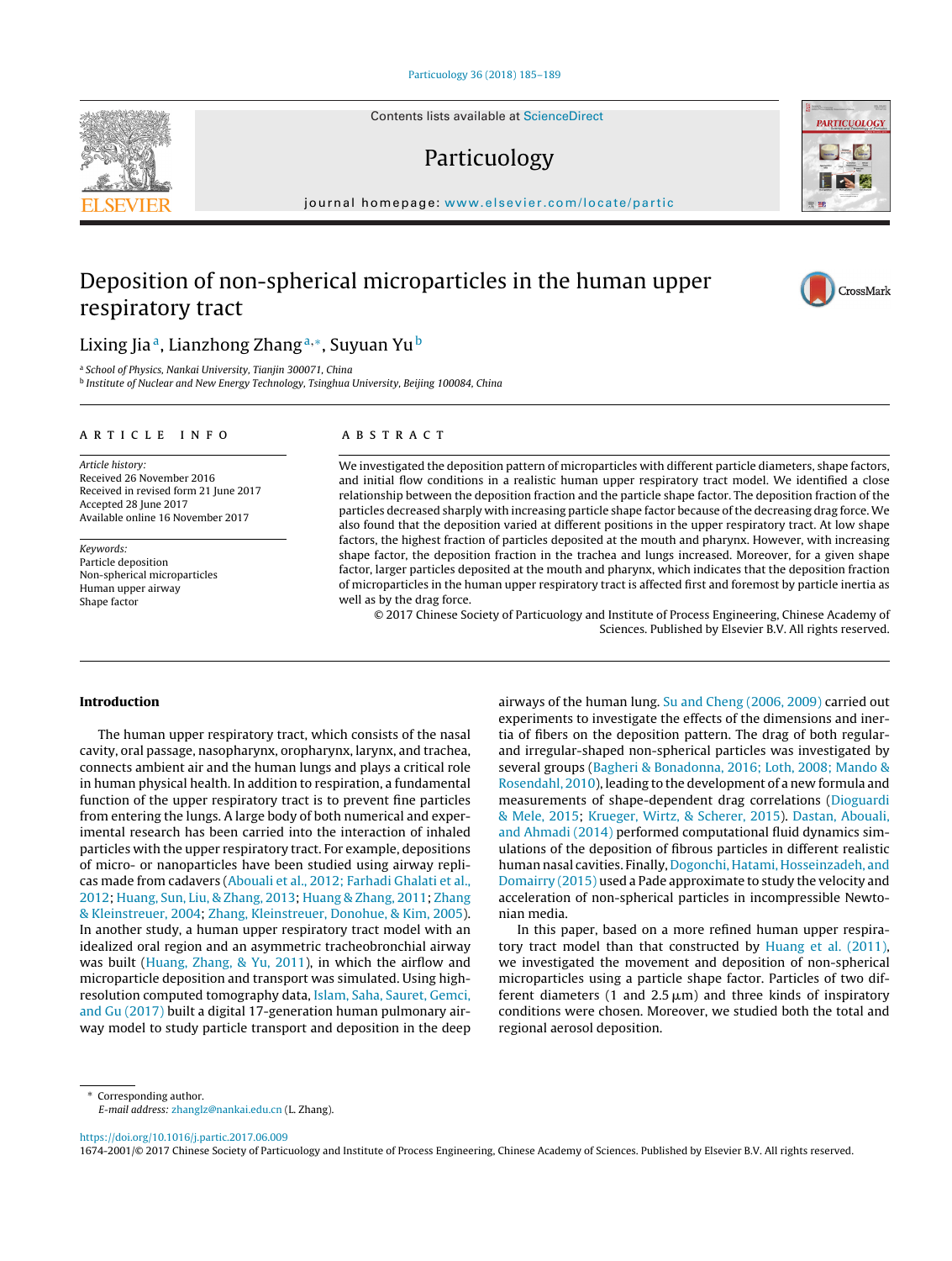# Deposition of non-spherical microparticles in the human upper respiratory tract

Lixing Jia[a], Lianzhong Zhang[a,*], Suyuan Yu[b]

[a] School of Physics, Nankai University, Tianjin 300071, China
[b] Institute of Nuclear and New Energy Technology, Tsinghua University, Beijing 100084, China

## ARTICLE INFO

*Article history:*
Received 26 November 2016
Received in revised form 21 June 2017
Accepted 28 June 2017
Available online 16 November 2017

*Keywords:*
Particle deposition
Non-spherical microparticles
Human upper airway
Shape factor

## ABSTRACT

We investigated the deposition pattern of microparticles with different particle diameters, shape factors, and initial flow conditions in a realistic human upper respiratory tract model. We identified a close relationship between the deposition fraction and the particle shape factor. The deposition fraction of the particles decreased sharply with increasing particle shape factor because of the decreasing drag force. We also found that the deposition varied at different positions in the upper respiratory tract. At low shape factors, the highest fraction of particles deposited at the mouth and pharynx. However, with increasing shape factor, the deposition fraction in the trachea and lungs increased. Moreover, for a given shape factor, larger particles deposited at the mouth and pharynx, which indicates that the deposition fraction of microparticles in the human upper respiratory tract is affected first and foremost by particle inertia as well as by the drag force.

© 2017 Chinese Society of Particuology and Institute of Process Engineering, Chinese Academy of Sciences. Published by Elsevier B.V. All rights reserved.

## Introduction

The human upper respiratory tract, which consists of the nasal cavity, oral passage, nasopharynx, oropharynx, larynx, and trachea, connects ambient air and the human lungs and plays a critical role in human physical health. In addition to respiration, a fundamental function of the upper respiratory tract is to prevent fine particles from entering the lungs. A large body of both numerical and experimental research has been carried out into the interaction of inhaled particles with the upper respiratory tract. For example, depositions of micro- or nanoparticles have been studied using airway replicas made from cadavers (Abouali et al., 2012; Farhadi Ghalati et al., 2012; Huang, Sun, Liu, & Zhang, 2013; Huang & Zhang, 2011; Zhang & Kleinstreuer, 2004; Zhang, Kleinstreuer, Donohue, & Kim, 2005). In another study, a human upper respiratory tract model with an idealized oral region and an asymmetric tracheobronchial airway was built (Huang, Zhang, & Yu, 2011), in which the airflow and microparticle deposition and transport was simulated. Using high-resolution computed tomography data, Islam, Saha, Sauret, Gemci, and Gu (2017) built a digital 17-generation human pulmonary airway model to study particle transport and deposition in the deep airways of the human lung. Su and Cheng (2006, 2009) carried out experiments to investigate the effects of the dimensions and inertia of fibers on the deposition pattern. The drag of both regular- and irregular-shaped non-spherical particles was investigated by several groups (Bagheri & Bonadonna, 2016; Loth, 2008; Mando & Rosendahl, 2010), leading to the development of a new formula and measurements of shape-dependent drag correlations (Dioguardi & Mele, 2015; Krueger, Wirtz, & Scherer, 2015). Dastan, Abouali, and Ahmadi (2014) performed computational fluid dynamics simulations of the deposition of fibrous particles in different realistic human nasal cavities. Finally, Dogonchi, Hatami, Hosseinzadeh, and Domairry (2015) used a Pade approximate to study the velocity and acceleration of non-spherical particles in incompressible Newtonian media.

In this paper, based on a more refined human upper respiratory tract model than that constructed by Huang et al. (2011), we investigated the movement and deposition of non-spherical microparticles using a particle shape factor. Particles of two different diameters (1 and 2.5 μm) and three kinds of inspiratory conditions were chosen. Moreover, we studied both the total and regional aerosol deposition.

---

* Corresponding author.
*E-mail address:* zhanglz@nankai.edu.cn (L. Zhang).

https://doi.org/10.1016/j.partic.2017.06.009
1674-2001/© 2017 Chinese Society of Particuology and Institute of Process Engineering, Chinese Academy of Sciences. Published by Elsevier B.V. All rights reserved.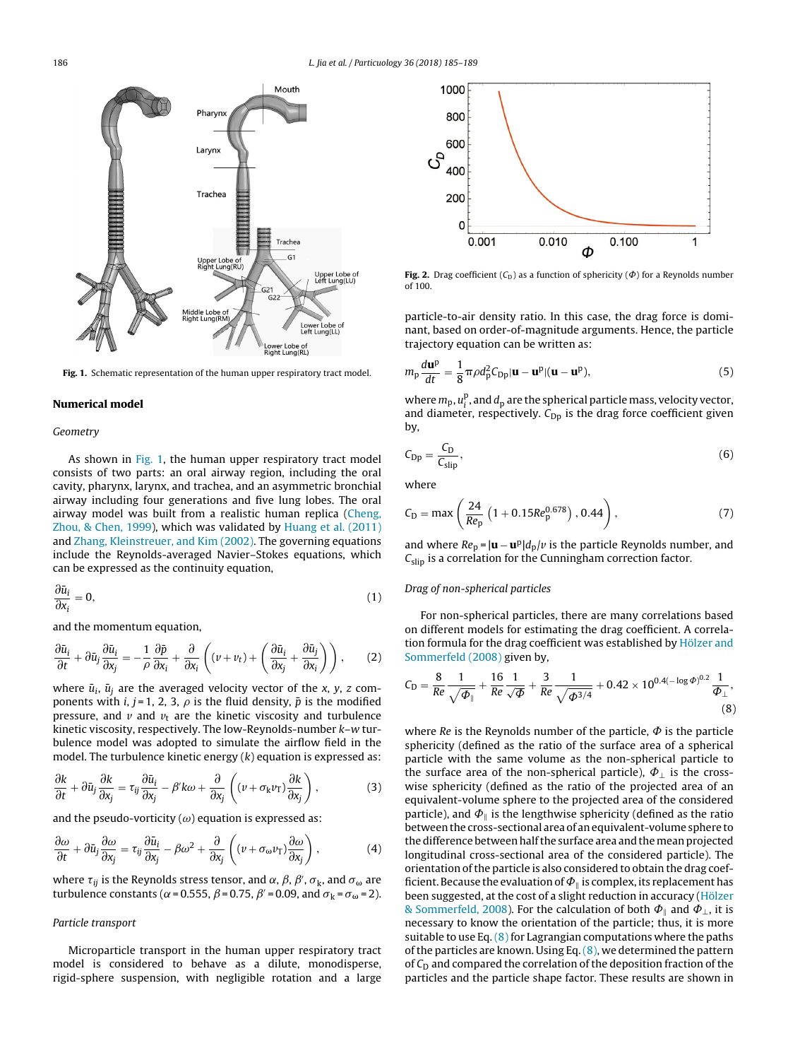Fig. 1. Schematic representation of the human upper respiratory tract model.

## Numerical model

### Geometry

As shown in Fig. 1, the human upper respiratory tract model consists of two parts: an oral airway region, including the oral cavity, pharynx, larynx, and trachea, and an asymmetric bronchial airway including four generations and five lung lobes. The oral airway model was built from a realistic human replica (Cheng, Zhou, & Chen, 1999), which was validated by Huang et al. (2011) and Zhang, Kleinstreuer, and Kim (2002). The governing equations include the Reynolds-averaged Navier–Stokes equations, which can be expressed as the continuity equation,

$$\frac{\partial \bar{u}_i}{\partial x_i} = 0, \tag{1}$$

and the momentum equation,

$$\frac{\partial \bar{u}_i}{\partial t} + \partial \bar{u}_j \frac{\partial \bar{u}_i}{\partial x_j} = -\frac{1}{\rho}\frac{\partial \bar{p}}{\partial x_i} + \frac{\partial}{\partial x_i}\left((\nu + \nu_t) + \left(\frac{\partial \bar{u}_i}{\partial x_j} + \frac{\partial \bar{u}_j}{\partial x_i}\right)\right), \tag{2}$$

where $\bar{u}_i$, $\bar{u}_j$ are the averaged velocity vector of the $x$, $y$, $z$ components with $i$, $j$ = 1, 2, 3, $\rho$ is the fluid density, $\bar{p}$ is the modified pressure, and $\nu$ and $\nu_t$ are the kinetic viscosity and turbulence kinetic viscosity, respectively. The low-Reynolds-number $k$–$w$ turbulence model was adopted to simulate the airflow field in the model. The turbulence kinetic energy ($k$) equation is expressed as:

$$\frac{\partial k}{\partial t} + \partial \bar{u}_j \frac{\partial k}{\partial x_j} = \tau_{ij}\frac{\partial \bar{u}_i}{\partial x_j} - \beta' k\omega + \frac{\partial}{\partial x_j}\left((\nu + \sigma_k \nu_T)\frac{\partial k}{\partial x_j}\right), \tag{3}$$

and the pseudo-vorticity ($\omega$) equation is expressed as:

$$\frac{\partial \omega}{\partial t} + \partial \bar{u}_j \frac{\partial \omega}{\partial x_j} = \tau_{ij}\frac{\partial \bar{u}_i}{\partial x_j} - \beta\omega^2 + \frac{\partial}{\partial x_j}\left((\nu + \sigma_\omega \nu_T)\frac{\partial \omega}{\partial x_j}\right), \tag{4}$$

where $\tau_{ij}$ is the Reynolds stress tensor, and $\alpha$, $\beta$, $\beta'$, $\sigma_k$, and $\sigma_\omega$ are turbulence constants ($\alpha$ = 0.555, $\beta$ = 0.75, $\beta'$ = 0.09, and $\sigma_k = \sigma_\omega = 2$).

### Particle transport

Microparticle transport in the human upper respiratory tract model is considered to behave as a dilute, monodisperse, rigid-sphere suspension, with negligible rotation and a large particle-to-air density ratio. In this case, the drag force is dominant, based on order-of-magnitude arguments. Hence, the particle trajectory equation can be written as:

Fig. 2. Drag coefficient ($C_D$) as a function of sphericity ($\Phi$) for a Reynolds number of 100.

$$m_p \frac{d\mathbf{u}^p}{dt} = \frac{1}{8}\pi\rho d_p^2 C_{Dp}|\mathbf{u} - \mathbf{u}^p|(\mathbf{u} - \mathbf{u}^p), \tag{5}$$

where $m_p$, $u_i^p$, and $d_p$ are the spherical particle mass, velocity vector, and diameter, respectively. $C_{Dp}$ is the drag force coefficient given by,

$$C_{Dp} = \frac{C_D}{C_{slip}}, \tag{6}$$

where

$$C_D = \max\left(\frac{24}{Re_p}\left(1 + 0.15Re_p^{0.678}\right), 0.44\right), \tag{7}$$

and where $Re_p = |\mathbf{u} - \mathbf{u}^p|d_p/\nu$ is the particle Reynolds number, and $C_{slip}$ is a correlation for the Cunningham correction factor.

### Drag of non-spherical particles

For non-spherical particles, there are many correlations based on different models for estimating the drag coefficient. A correlation formula for the drag coefficient was established by Hölzer and Sommerfeld (2008) given by,

$$C_D = \frac{8}{Re}\frac{1}{\sqrt{\Phi_\parallel}} + \frac{16}{Re}\frac{1}{\sqrt{\Phi}} + \frac{3}{Re}\frac{1}{\sqrt{\Phi^{3/4}}} + 0.42 \times 10^{0.4(-\log\Phi)^{0.2}}\frac{1}{\Phi_\perp}, \tag{8}$$

where $Re$ is the Reynolds number of the particle, $\Phi$ is the particle sphericity (defined as the ratio of the surface area of a spherical particle with the same volume as the non-spherical particle to the surface area of the non-spherical particle), $\Phi_\perp$ is the crosswise sphericity (defined as the ratio of the projected area of an equivalent-volume sphere to the projected area of the considered particle), and $\Phi_\parallel$ is the lengthwise sphericity (defined as the ratio between the cross-sectional area of an equivalent-volume sphere to the difference between half the surface area and the mean projected longitudinal cross-sectional area of the considered particle). The orientation of the particle is also considered to obtain the drag coefficient. Because the evaluation of $\Phi_\parallel$ is complex, its replacement has been suggested, at the cost of a slight reduction in accuracy (Hölzer & Sommerfeld, 2008). For the calculation of both $\Phi_\parallel$ and $\Phi_\perp$, it is necessary to know the orientation of the particle; thus, it is more suitable to use Eq. (8) for Lagrangian computations where the paths of the particles are known. Using Eq. (8), we determined the pattern of $C_D$ and compared the correlation of the deposition fraction of the particles and the particle shape factor. These results are shown in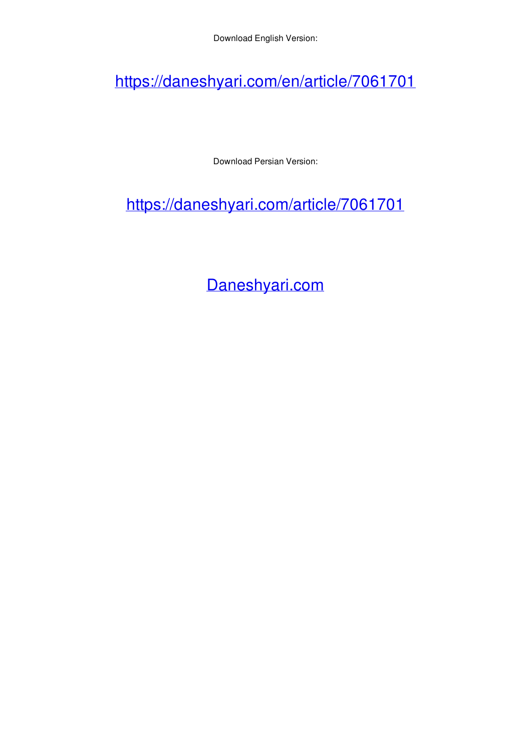Download English Version:

https://daneshyari.com/en/article/7061701

Download Persian Version:

https://daneshyari.com/article/7061701

Daneshyari.com